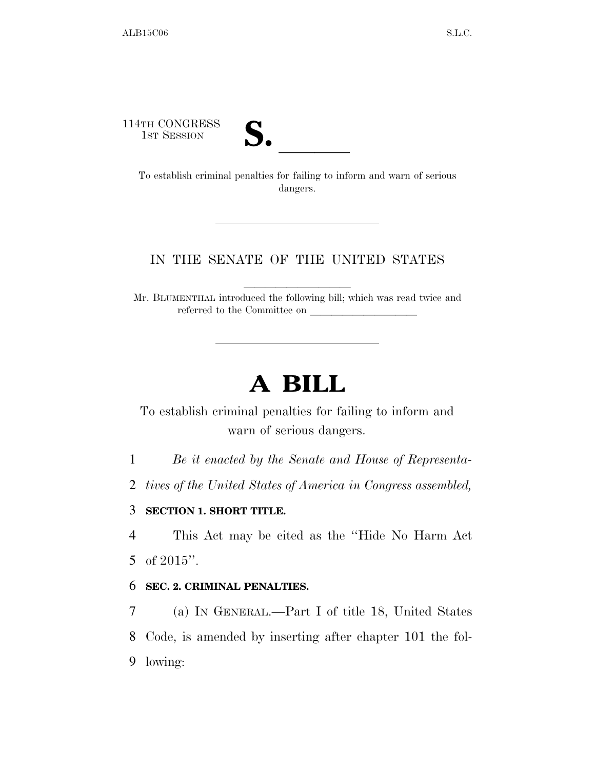114TH CONGRESS
1ST SESSION

# S. \_\_\_\_\_\_

To establish criminal penalties for failing to inform and warn of serious dangers.

---

IN THE SENATE OF THE UNITED STATES

Mr. BLUMENTHAL introduced the following bill; which was read twice and referred to the Committee on \_\_\_\_\_\_\_\_\_\_\_\_\_\_\_\_\_\_\_\_

---

# A BILL

To establish criminal penalties for failing to inform and warn of serious dangers.

*Be it enacted by the Senate and House of Representatives of the United States of America in Congress assembled,*

**SECTION 1. SHORT TITLE.**

This Act may be cited as the "Hide No Harm Act of 2015".

**SEC. 2. CRIMINAL PENALTIES.**

(a) IN GENERAL.—Part I of title 18, United States Code, is amended by inserting after chapter 101 the following: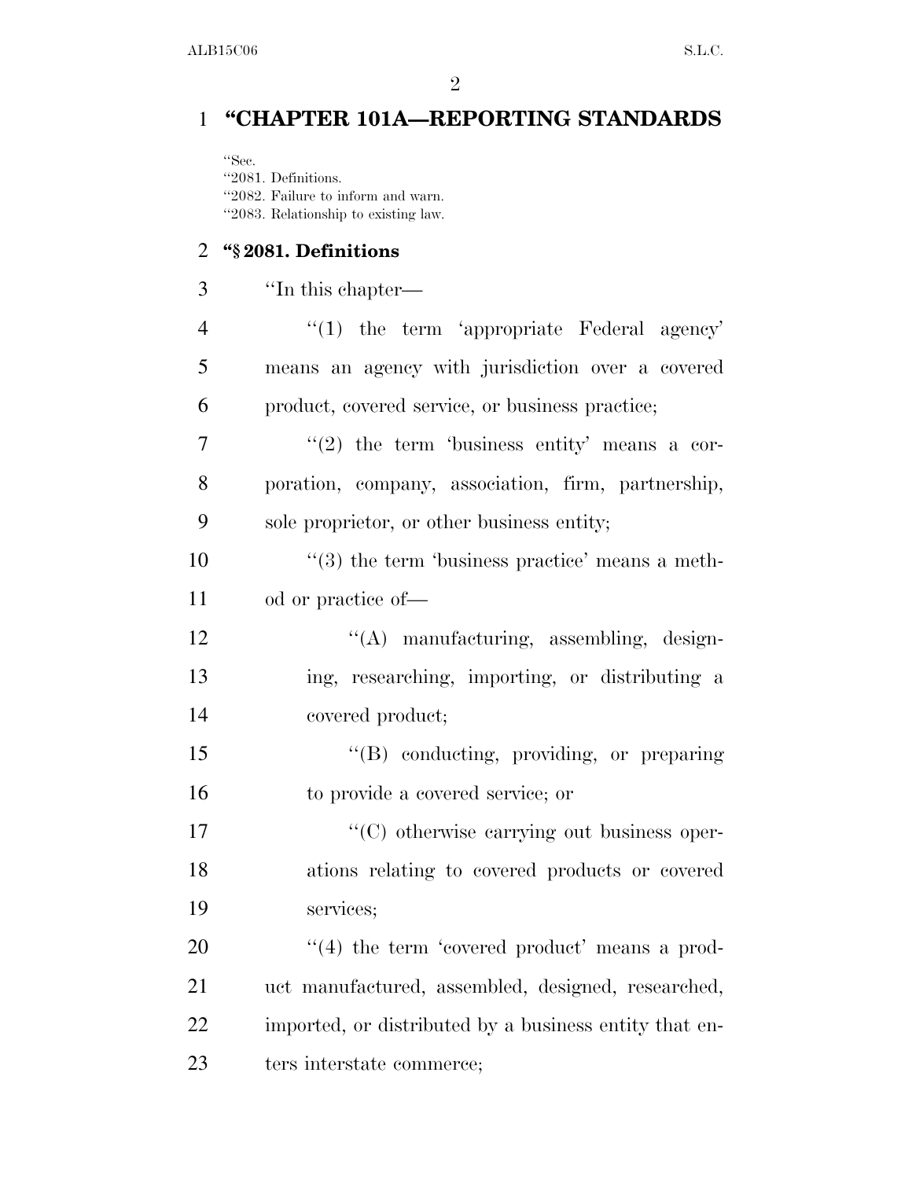# "CHAPTER 101A—REPORTING STANDARDS

"Sec.
"2081. Definitions.
"2082. Failure to inform and warn.
"2083. Relationship to existing law.

## "§ 2081. Definitions

"In this chapter—

"(1) the term 'appropriate Federal agency' means an agency with jurisdiction over a covered product, covered service, or business practice;

"(2) the term 'business entity' means a corporation, company, association, firm, partnership, sole proprietor, or other business entity;

"(3) the term 'business practice' means a method or practice of—

"(A) manufacturing, assembling, designing, researching, importing, or distributing a covered product;

"(B) conducting, providing, or preparing to provide a covered service; or

"(C) otherwise carrying out business operations relating to covered products or covered services;

"(4) the term 'covered product' means a product manufactured, assembled, designed, researched, imported, or distributed by a business entity that enters interstate commerce;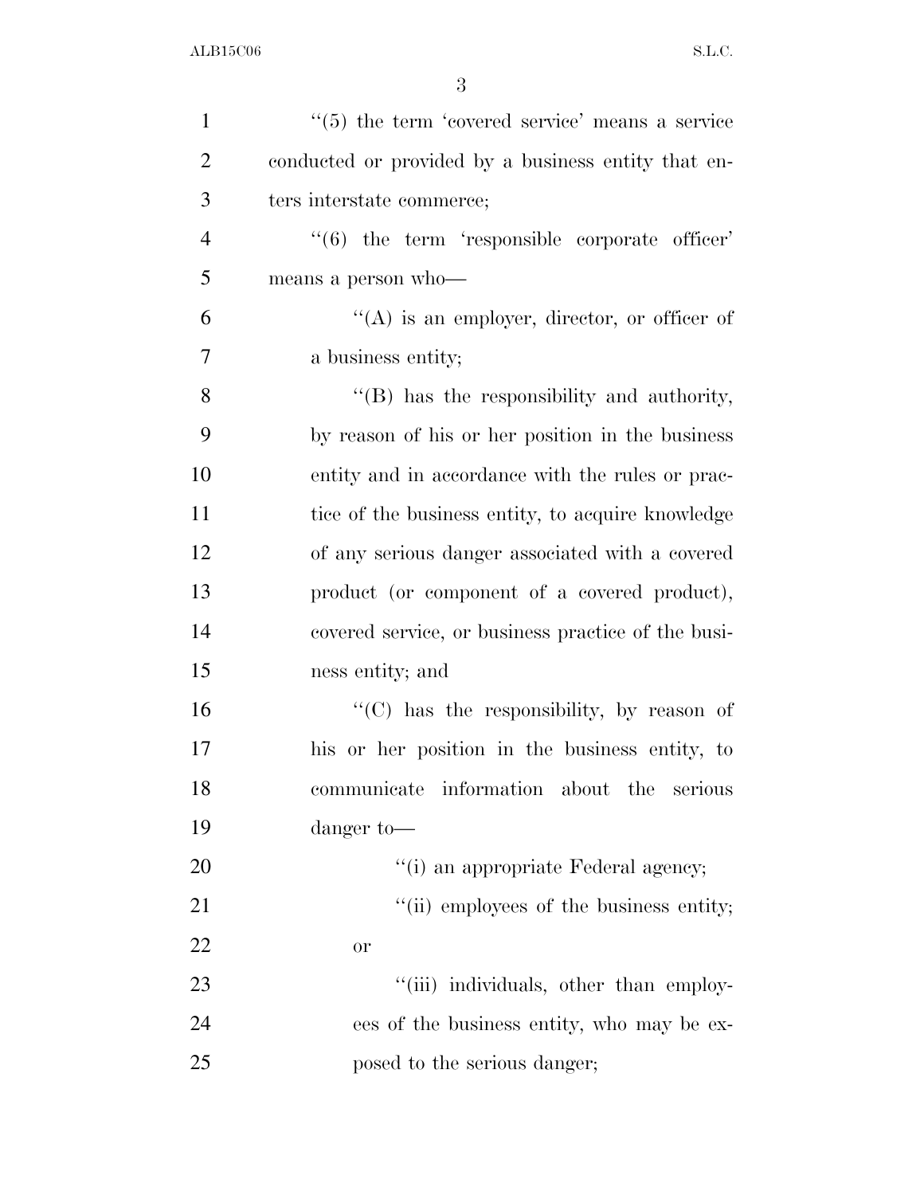''(5) the term 'covered service' means a service conducted or provided by a business entity that enters interstate commerce;

''(6) the term 'responsible corporate officer' means a person who—

''(A) is an employer, director, or officer of a business entity;

''(B) has the responsibility and authority, by reason of his or her position in the business entity and in accordance with the rules or practice of the business entity, to acquire knowledge of any serious danger associated with a covered product (or component of a covered product), covered service, or business practice of the business entity; and

''(C) has the responsibility, by reason of his or her position in the business entity, to communicate information about the serious danger to—

''(i) an appropriate Federal agency;

''(ii) employees of the business entity; or

''(iii) individuals, other than employees of the business entity, who may be exposed to the serious danger;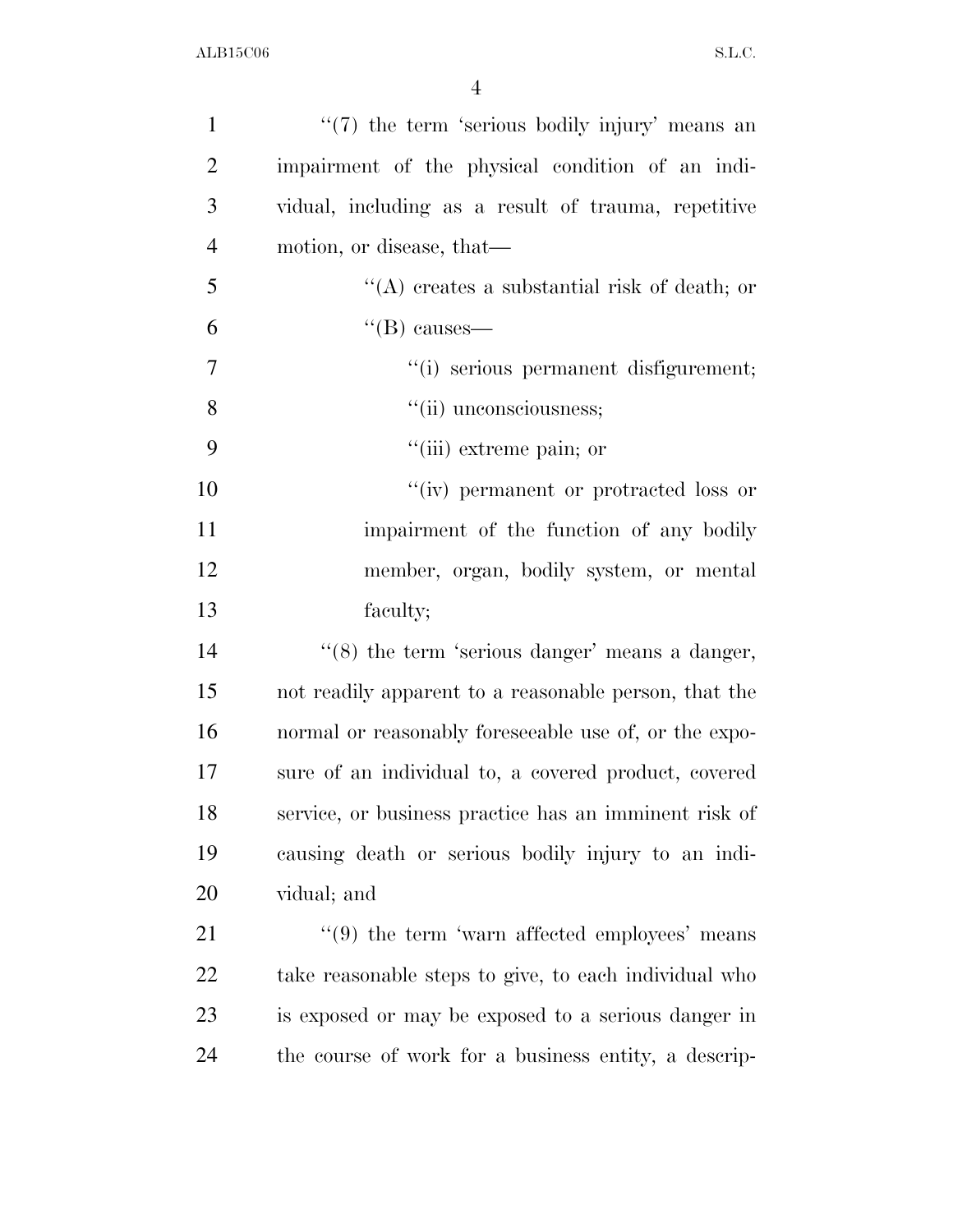''(7) the term 'serious bodily injury' means an impairment of the physical condition of an individual, including as a result of trauma, repetitive motion, or disease, that—

''(A) creates a substantial risk of death; or

''(B) causes—

''(i) serious permanent disfigurement;

''(ii) unconsciousness;

''(iii) extreme pain; or

''(iv) permanent or protracted loss or impairment of the function of any bodily member, organ, bodily system, or mental faculty;

''(8) the term 'serious danger' means a danger, not readily apparent to a reasonable person, that the normal or reasonably foreseeable use of, or the exposure of an individual to, a covered product, covered service, or business practice has an imminent risk of causing death or serious bodily injury to an individual; and

''(9) the term 'warn affected employees' means take reasonable steps to give, to each individual who is exposed or may be exposed to a serious danger in the course of work for a business entity, a descrip-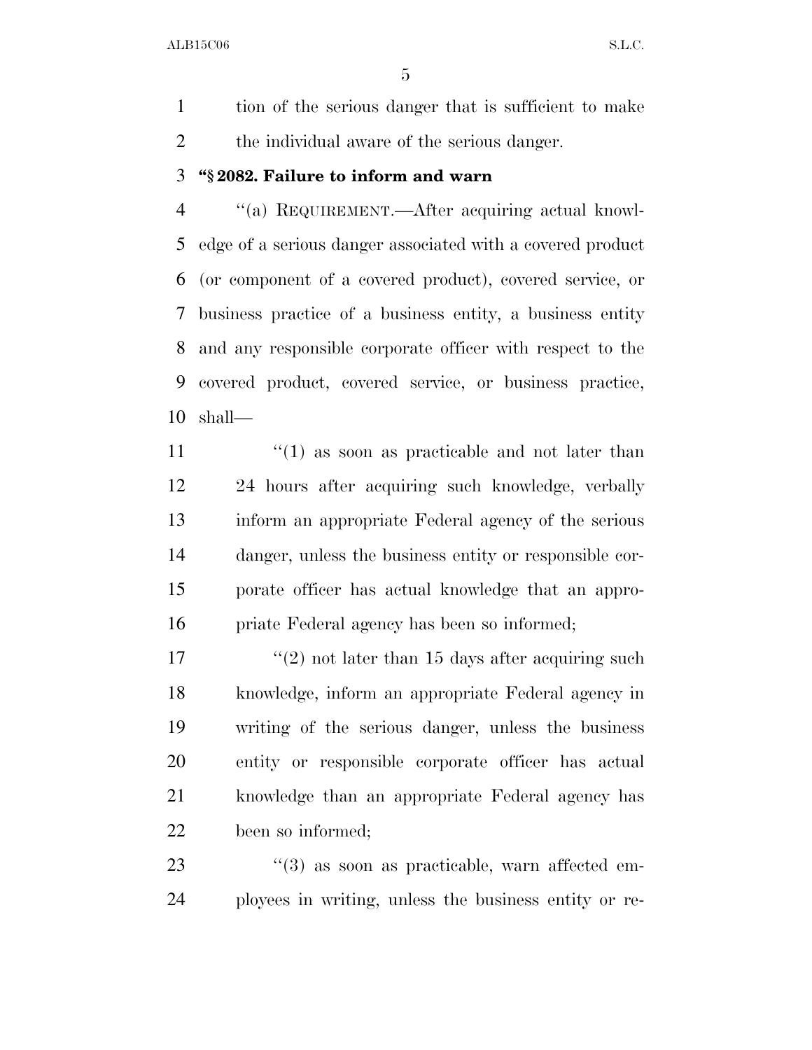tion of the serious danger that is sufficient to make the individual aware of the serious danger.

**"§ 2082. Failure to inform and warn**

"(a) REQUIREMENT.—After acquiring actual knowledge of a serious danger associated with a covered product (or component of a covered product), covered service, or business practice of a business entity, a business entity and any responsible corporate officer with respect to the covered product, covered service, or business practice, shall—

"(1) as soon as practicable and not later than 24 hours after acquiring such knowledge, verbally inform an appropriate Federal agency of the serious danger, unless the business entity or responsible corporate officer has actual knowledge that an appropriate Federal agency has been so informed;

"(2) not later than 15 days after acquiring such knowledge, inform an appropriate Federal agency in writing of the serious danger, unless the business entity or responsible corporate officer has actual knowledge than an appropriate Federal agency has been so informed;

"(3) as soon as practicable, warn affected employees in writing, unless the business entity or re-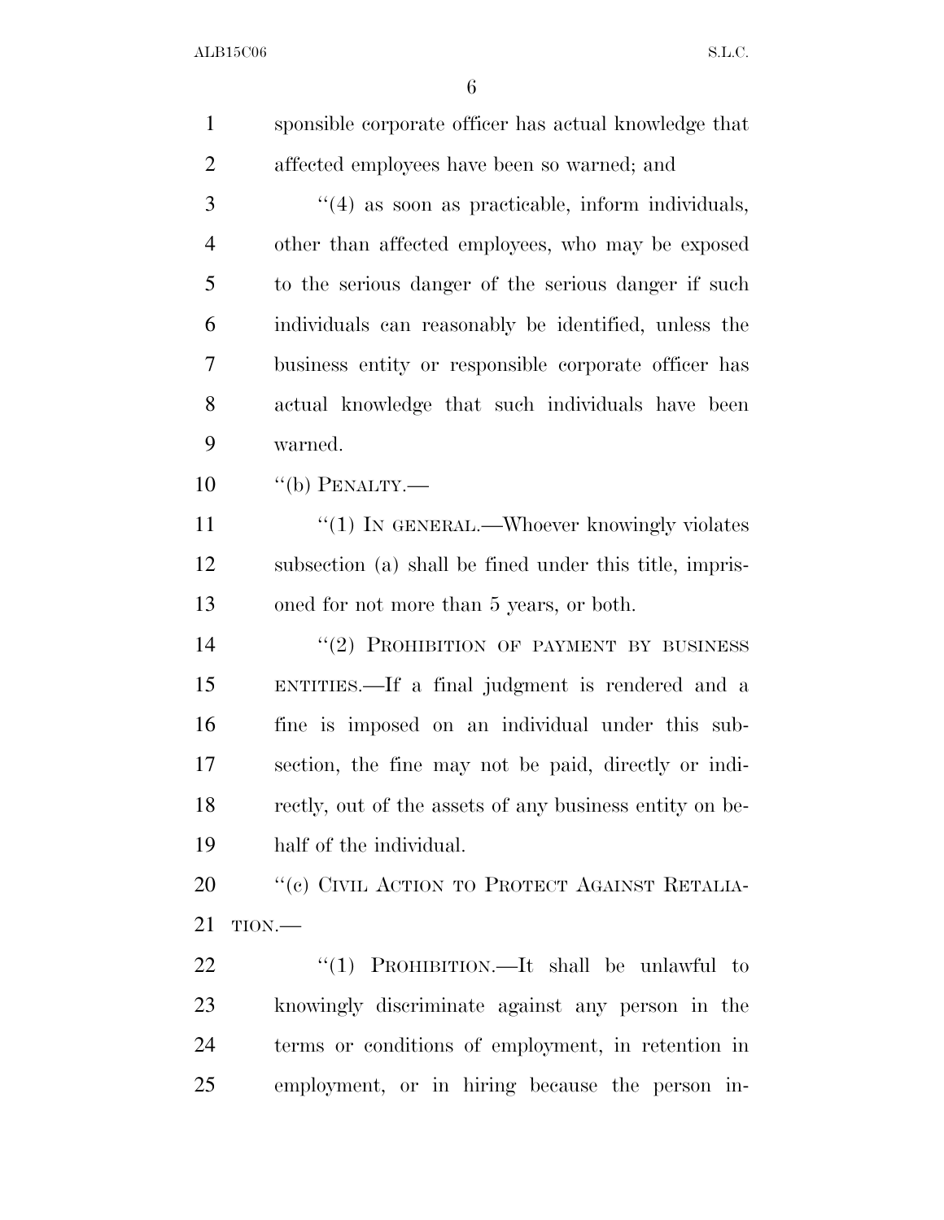sponsible corporate officer has actual knowledge that affected employees have been so warned; and

"(4) as soon as practicable, inform individuals, other than affected employees, who may be exposed to the serious danger of the serious danger if such individuals can reasonably be identified, unless the business entity or responsible corporate officer has actual knowledge that such individuals have been warned.

"(b) PENALTY.—

"(1) IN GENERAL.—Whoever knowingly violates subsection (a) shall be fined under this title, imprisoned for not more than 5 years, or both.

"(2) PROHIBITION OF PAYMENT BY BUSINESS ENTITIES.—If a final judgment is rendered and a fine is imposed on an individual under this subsection, the fine may not be paid, directly or indirectly, out of the assets of any business entity on behalf of the individual.

"(c) CIVIL ACTION TO PROTECT AGAINST RETALIATION.—

"(1) PROHIBITION.—It shall be unlawful to knowingly discriminate against any person in the terms or conditions of employment, in retention in employment, or in hiring because the person in-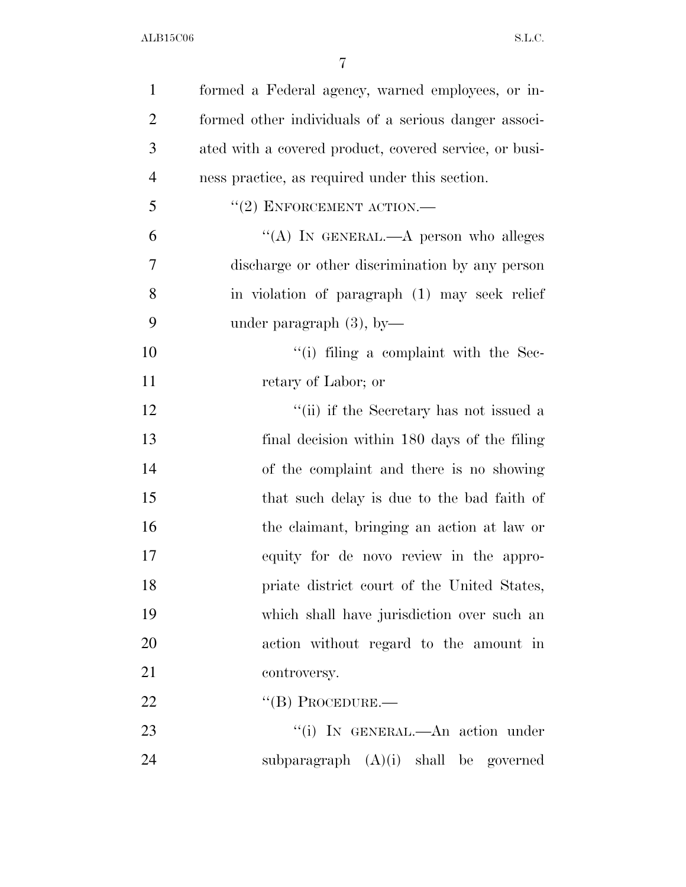formed a Federal agency, warned employees, or informed other individuals of a serious danger associated with a covered product, covered service, or business practice, as required under this section.

"(2) ENFORCEMENT ACTION.—

"(A) IN GENERAL.—A person who alleges discharge or other discrimination by any person in violation of paragraph (1) may seek relief under paragraph (3), by—

"(i) filing a complaint with the Secretary of Labor; or

"(ii) if the Secretary has not issued a final decision within 180 days of the filing of the complaint and there is no showing that such delay is due to the bad faith of the claimant, bringing an action at law or equity for de novo review in the appropriate district court of the United States, which shall have jurisdiction over such an action without regard to the amount in controversy.

"(B) PROCEDURE.—

"(i) IN GENERAL.—An action under subparagraph (A)(i) shall be governed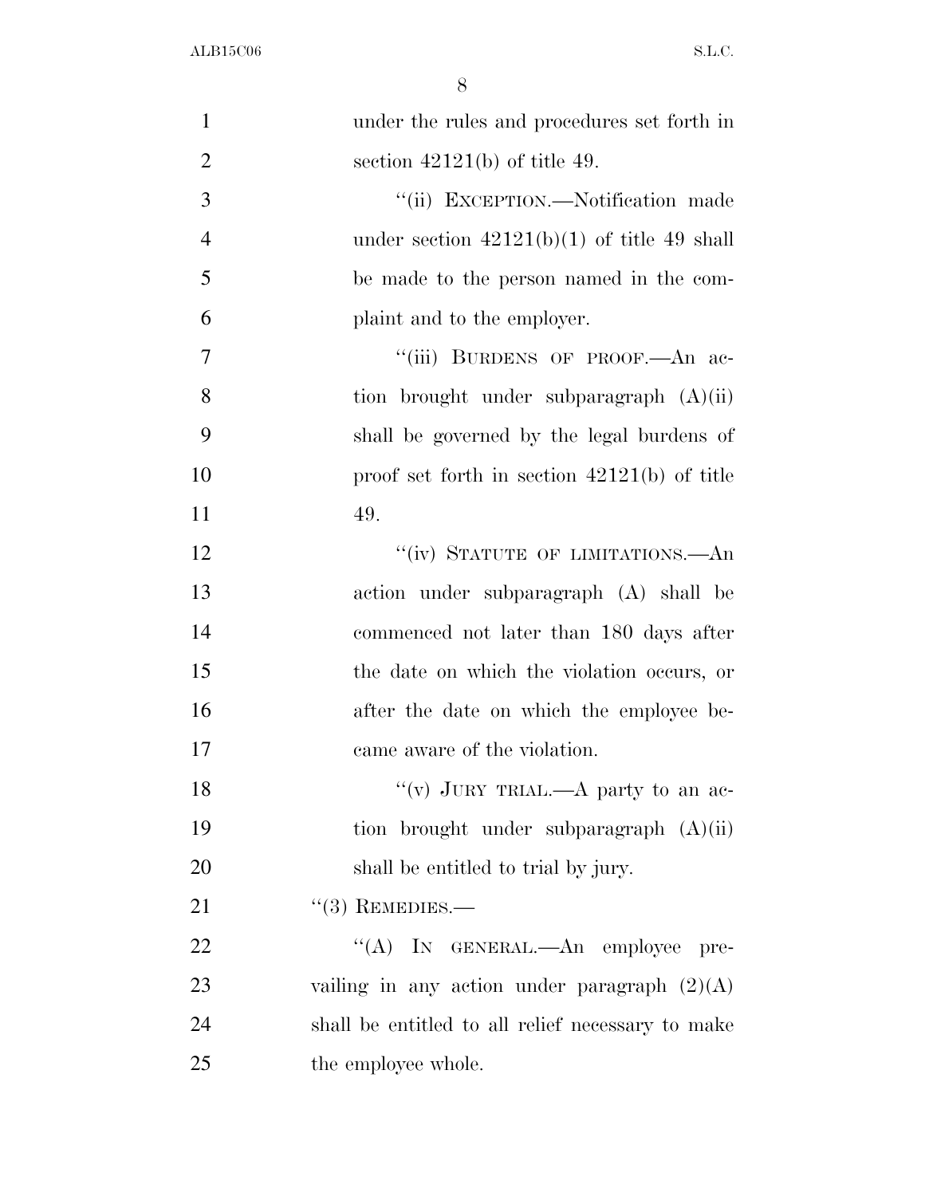under the rules and procedures set forth in section 42121(b) of title 49.

''(ii) EXCEPTION.—Notification made under section 42121(b)(1) of title 49 shall be made to the person named in the complaint and to the employer.

''(iii) BURDENS OF PROOF.—An action brought under subparagraph (A)(ii) shall be governed by the legal burdens of proof set forth in section 42121(b) of title 49.

''(iv) STATUTE OF LIMITATIONS.—An action under subparagraph (A) shall be commenced not later than 180 days after the date on which the violation occurs, or after the date on which the employee became aware of the violation.

''(v) JURY TRIAL.—A party to an action brought under subparagraph (A)(ii) shall be entitled to trial by jury.

''(3) REMEDIES.—

''(A) IN GENERAL.—An employee prevailing in any action under paragraph (2)(A) shall be entitled to all relief necessary to make the employee whole.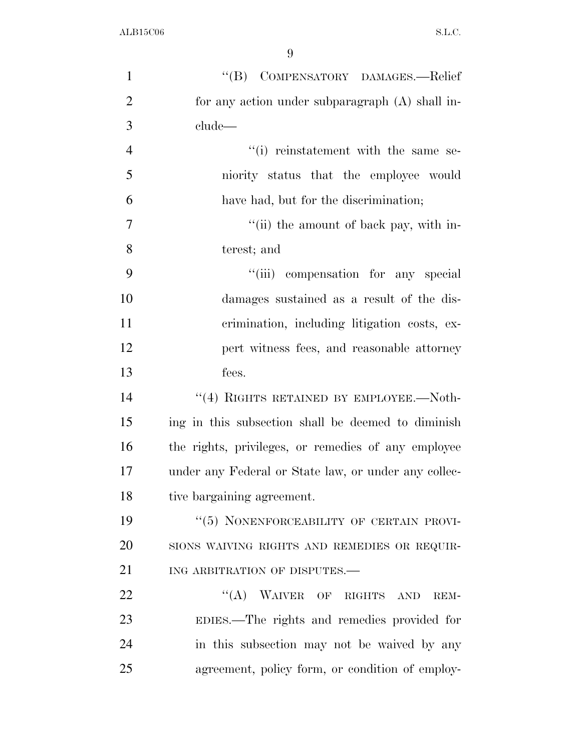"(B) COMPENSATORY DAMAGES.—Relief for any action under subparagraph (A) shall include—

"(i) reinstatement with the same seniority status that the employee would have had, but for the discrimination;

"(ii) the amount of back pay, with interest; and

"(iii) compensation for any special damages sustained as a result of the discrimination, including litigation costs, expert witness fees, and reasonable attorney fees.

"(4) RIGHTS RETAINED BY EMPLOYEE.—Nothing in this subsection shall be deemed to diminish the rights, privileges, or remedies of any employee under any Federal or State law, or under any collective bargaining agreement.

"(5) NONENFORCEABILITY OF CERTAIN PROVISIONS WAIVING RIGHTS AND REMEDIES OR REQUIRING ARBITRATION OF DISPUTES.—

"(A) WAIVER OF RIGHTS AND REMEDIES.—The rights and remedies provided for in this subsection may not be waived by any agreement, policy form, or condition of employ-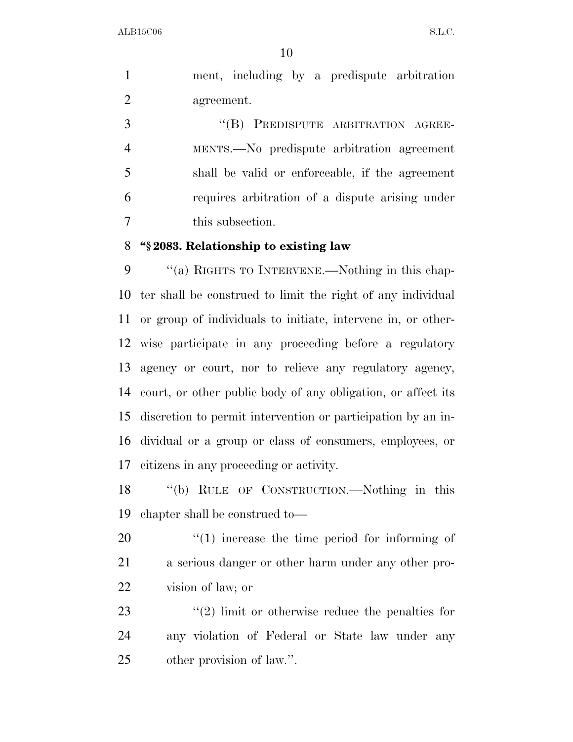ment, including by a predispute arbitration agreement.

"(B) PREDISPUTE ARBITRATION AGREEMENTS.—No predispute arbitration agreement shall be valid or enforceable, if the agreement requires arbitration of a dispute arising under this subsection.

**"§ 2083. Relationship to existing law**

"(a) RIGHTS TO INTERVENE.—Nothing in this chapter shall be construed to limit the right of any individual or group of individuals to initiate, intervene in, or otherwise participate in any proceeding before a regulatory agency or court, nor to relieve any regulatory agency, court, or other public body of any obligation, or affect its discretion to permit intervention or participation by an individual or a group or class of consumers, employees, or citizens in any proceeding or activity.

"(b) RULE OF CONSTRUCTION.—Nothing in this chapter shall be construed to—

"(1) increase the time period for informing of a serious danger or other harm under any other provision of law; or

"(2) limit or otherwise reduce the penalties for any violation of Federal or State law under any other provision of law.".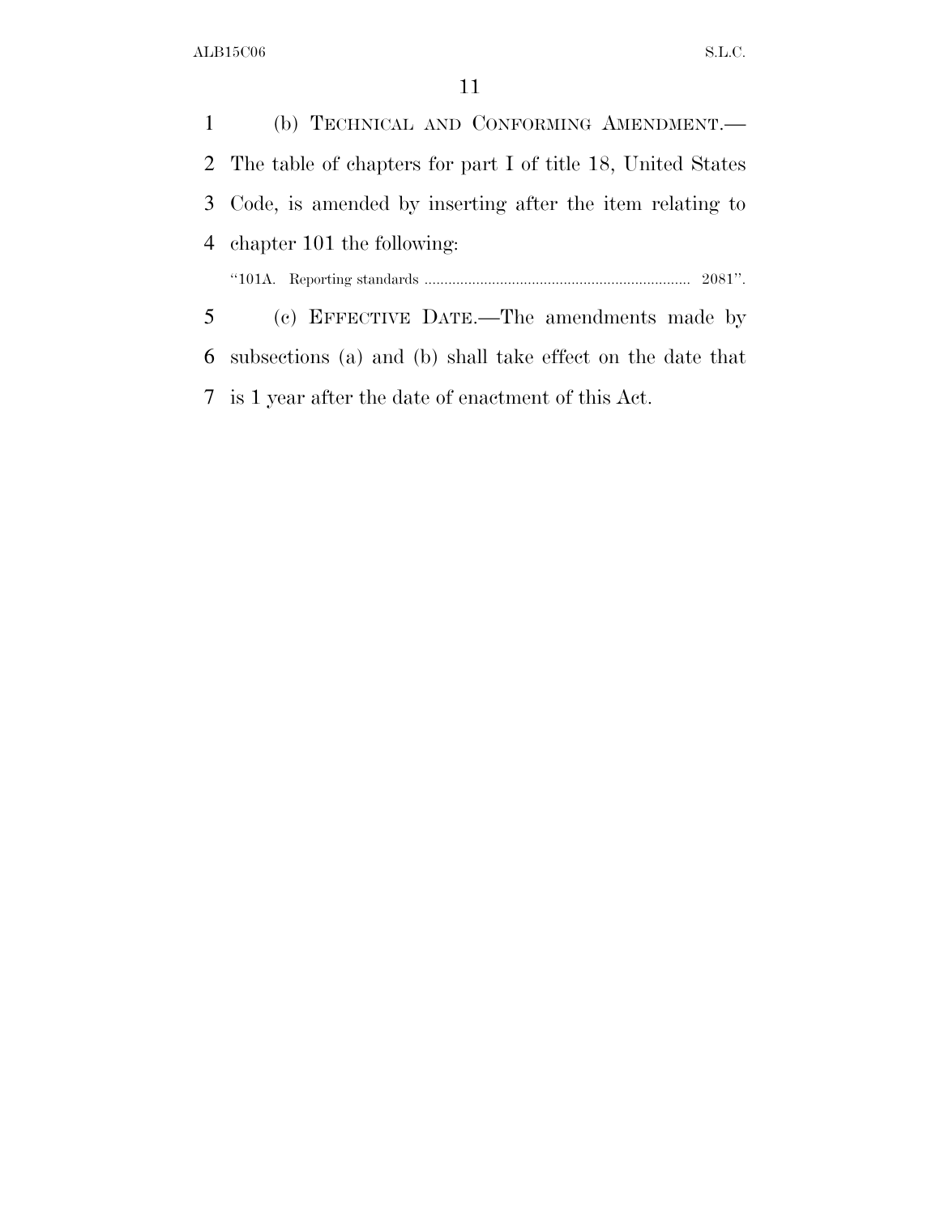(b) TECHNICAL AND CONFORMING AMENDMENT.—The table of chapters for part I of title 18, United States Code, is amended by inserting after the item relating to chapter 101 the following:

"101A. Reporting standards .................................................................. 2081".

(c) EFFECTIVE DATE.—The amendments made by subsections (a) and (b) shall take effect on the date that is 1 year after the date of enactment of this Act.